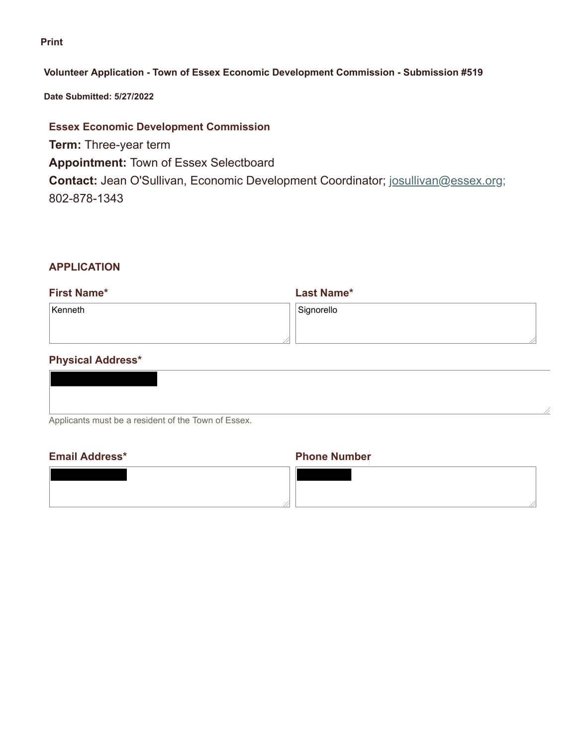Print

**Volunteer Application - Town of Essex Economic Development Commission - Submission #519**

**Date Submitted: 5/27/2022**

## Essex Economic Development Commission

**Term:** Three-year term

**Appointment:** Town of Essex Selectboard

**Contact:** Jean O'Sullivan, Economic Development Coordinator; josullivan@essex.org; 802-878-1343

## APPLICATION

**First Name***

Kenneth

**Last Name***

Signorello

**Physical Address***

[REDACTED]

Applicants must be a resident of the Town of Essex.

**Email Address***

[REDACTED]

**Phone Number**

[REDACTED]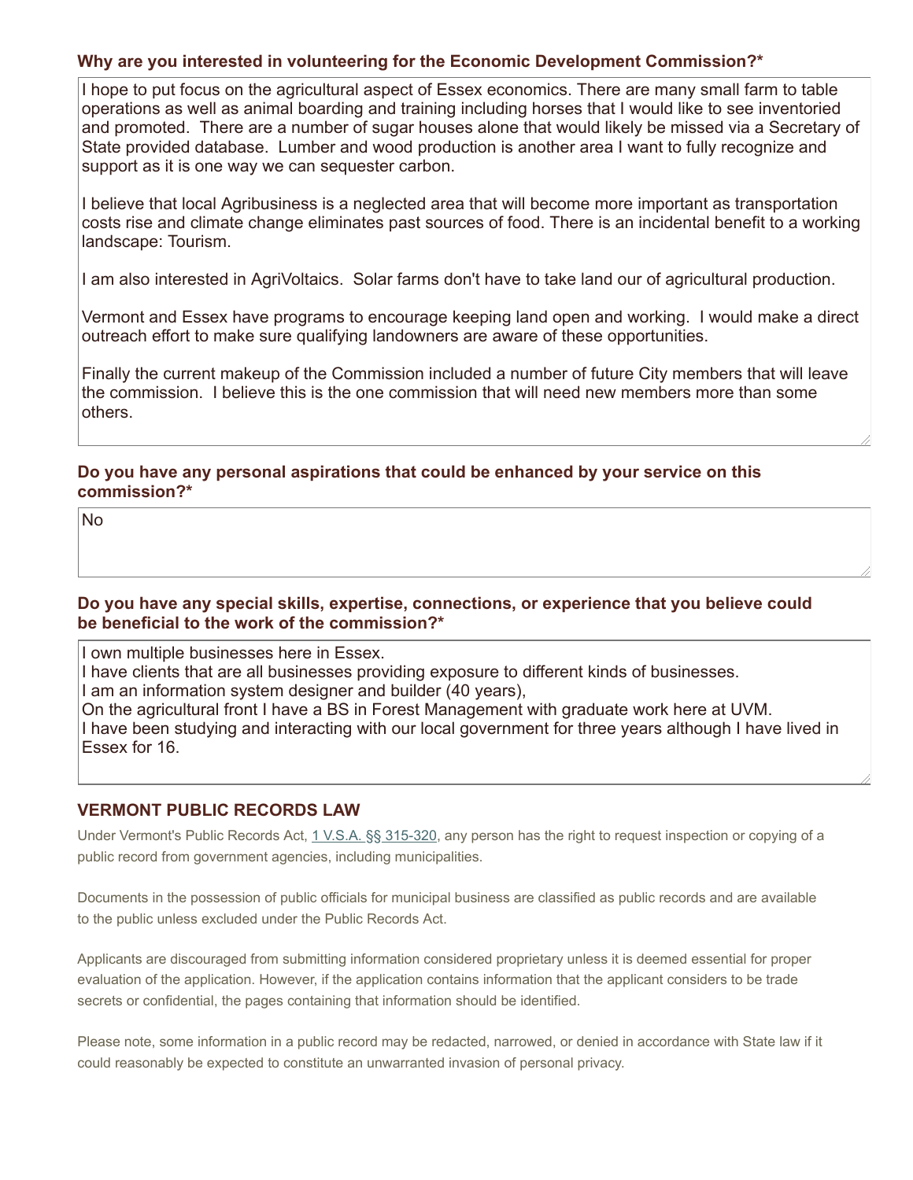**Why are you interested in volunteering for the Economic Development Commission?***

I hope to put focus on the agricultural aspect of Essex economics. There are many small farm to table operations as well as animal boarding and training including horses that I would like to see inventoried and promoted.  There are a number of sugar houses alone that would likely be missed via a Secretary of State provided database.  Lumber and wood production is another area I want to fully recognize and support as it is one way we can sequester carbon.

I believe that local Agribusiness is a neglected area that will become more important as transportation costs rise and climate change eliminates past sources of food. There is an incidental benefit to a working landscape: Tourism.

I am also interested in AgriVoltaics.  Solar farms don't have to take land our of agricultural production.

Vermont and Essex have programs to encourage keeping land open and working.  I would make a direct outreach effort to make sure qualifying landowners are aware of these opportunities.

Finally the current makeup of the Commission included a number of future City members that will leave the commission.  I believe this is the one commission that will need new members more than some others.

**Do you have any personal aspirations that could be enhanced by your service on this commission?***

No

**Do you have any special skills, expertise, connections, or experience that you believe could be beneficial to the work of the commission?***

I own multiple businesses here in Essex.
I have clients that are all businesses providing exposure to different kinds of businesses.
I am an information system designer and builder (40 years),
On the agricultural front I have a BS in Forest Management with graduate work here at UVM.
I have been studying and interacting with our local government for three years although I have lived in Essex for 16.

## VERMONT PUBLIC RECORDS LAW

Under Vermont's Public Records Act, 1 V.S.A. §§ 315-320, any person has the right to request inspection or copying of a public record from government agencies, including municipalities.

Documents in the possession of public officials for municipal business are classified as public records and are available to the public unless excluded under the Public Records Act.

Applicants are discouraged from submitting information considered proprietary unless it is deemed essential for proper evaluation of the application. However, if the application contains information that the applicant considers to be trade secrets or confidential, the pages containing that information should be identified.

Please note, some information in a public record may be redacted, narrowed, or denied in accordance with State law if it could reasonably be expected to constitute an unwarranted invasion of personal privacy.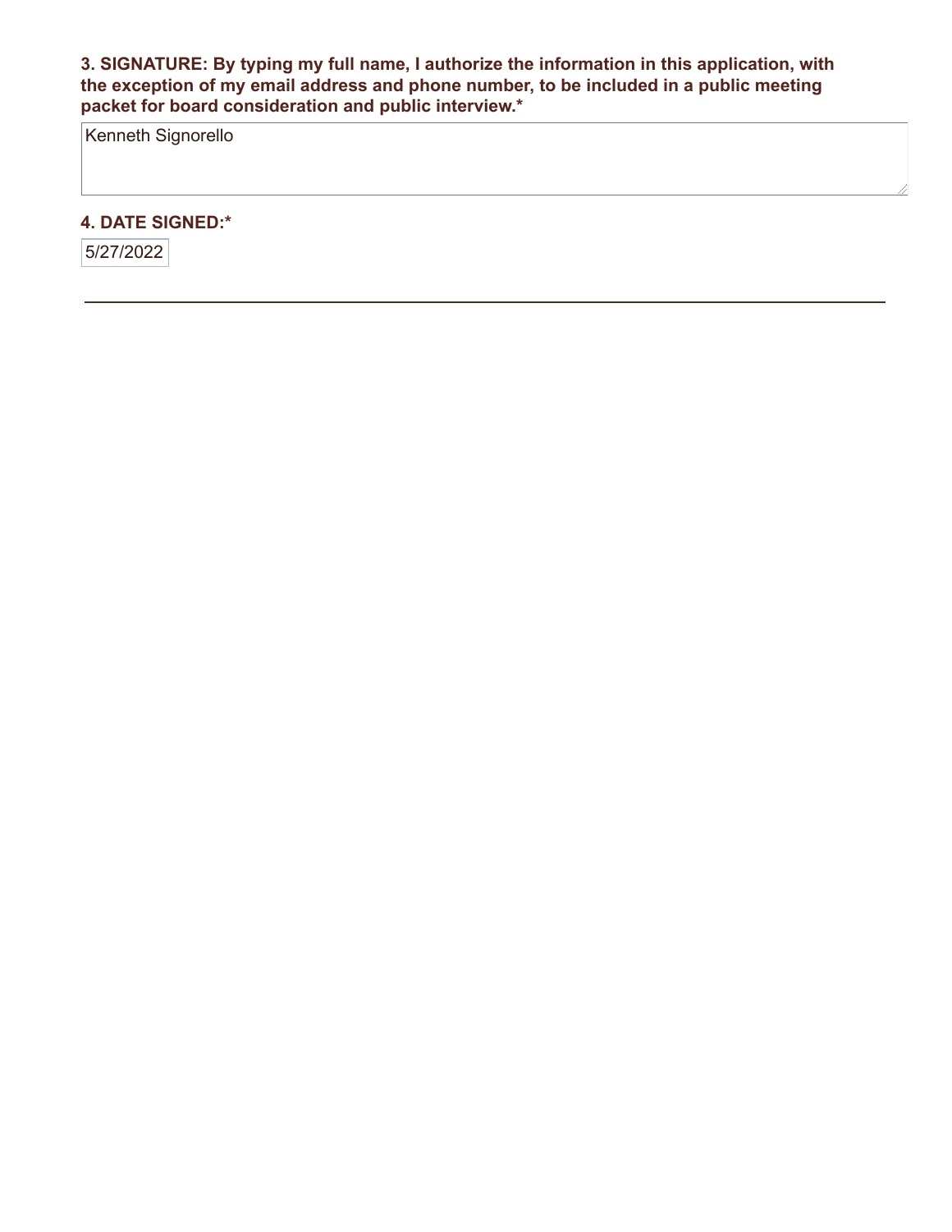**3. SIGNATURE: By typing my full name, I authorize the information in this application, with the exception of my email address and phone number, to be included in a public meeting packet for board consideration and public interview.***

Kenneth Signorello

**4. DATE SIGNED:***

5/27/2022

---